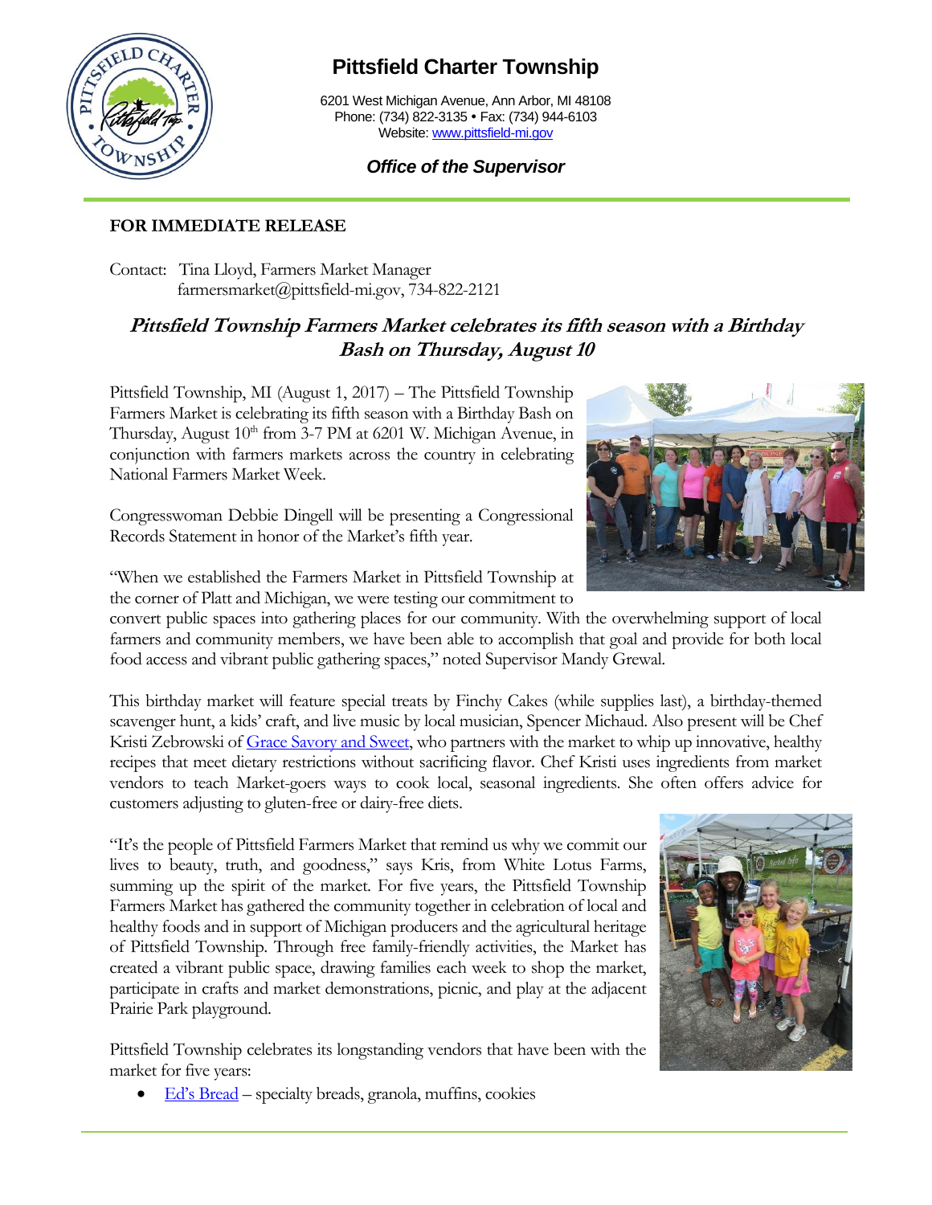# Pittsfield Charter Township

6201 West Michigan Avenue, Ann Arbor, MI 48108
Phone: (734) 822-3135 • Fax: (734) 944-6103
Website: [www.pittsfield-mi.gov](http://www.pittsfield-mi.gov)

***Office of the Supervisor***

**FOR IMMEDIATE RELEASE**

Contact: Tina Lloyd, Farmers Market Manager
farmersmarket@pittsfield-mi.gov, 734-822-2121

## *Pittsfield Township Farmers Market celebrates its fifth season with a Birthday Bash on Thursday, August 10*

Pittsfield Township, MI (August 1, 2017) – The Pittsfield Township Farmers Market is celebrating its fifth season with a Birthday Bash on Thursday, August 10th from 3-7 PM at 6201 W. Michigan Avenue, in conjunction with farmers markets across the country in celebrating National Farmers Market Week.

Congresswoman Debbie Dingell will be presenting a Congressional Records Statement in honor of the Market's fifth year.

"When we established the Farmers Market in Pittsfield Township at the corner of Platt and Michigan, we were testing our commitment to convert public spaces into gathering places for our community. With the overwhelming support of local farmers and community members, we have been able to accomplish that goal and provide for both local food access and vibrant public gathering spaces," noted Supervisor Mandy Grewal.

This birthday market will feature special treats by Finchy Cakes (while supplies last), a birthday-themed scavenger hunt, a kids' craft, and live music by local musician, Spencer Michaud. Also present will be Chef Kristi Zebrowski of [Grace Savory and Sweet](), who partners with the market to whip up innovative, healthy recipes that meet dietary restrictions without sacrificing flavor. Chef Kristi uses ingredients from market vendors to teach Market-goers ways to cook local, seasonal ingredients. She often offers advice for customers adjusting to gluten-free or dairy-free diets.

"It's the people of Pittsfield Farmers Market that remind us why we commit our lives to beauty, truth, and goodness," says Kris, from White Lotus Farms, summing up the spirit of the market. For five years, the Pittsfield Township Farmers Market has gathered the community together in celebration of local and healthy foods and in support of Michigan producers and the agricultural heritage of Pittsfield Township. Through free family-friendly activities, the Market has created a vibrant public space, drawing families each week to shop the market, participate in crafts and market demonstrations, picnic, and play at the adjacent Prairie Park playground.

Pittsfield Township celebrates its longstanding vendors that have been with the market for five years:

- [Ed's Bread]() – specialty breads, granola, muffins, cookies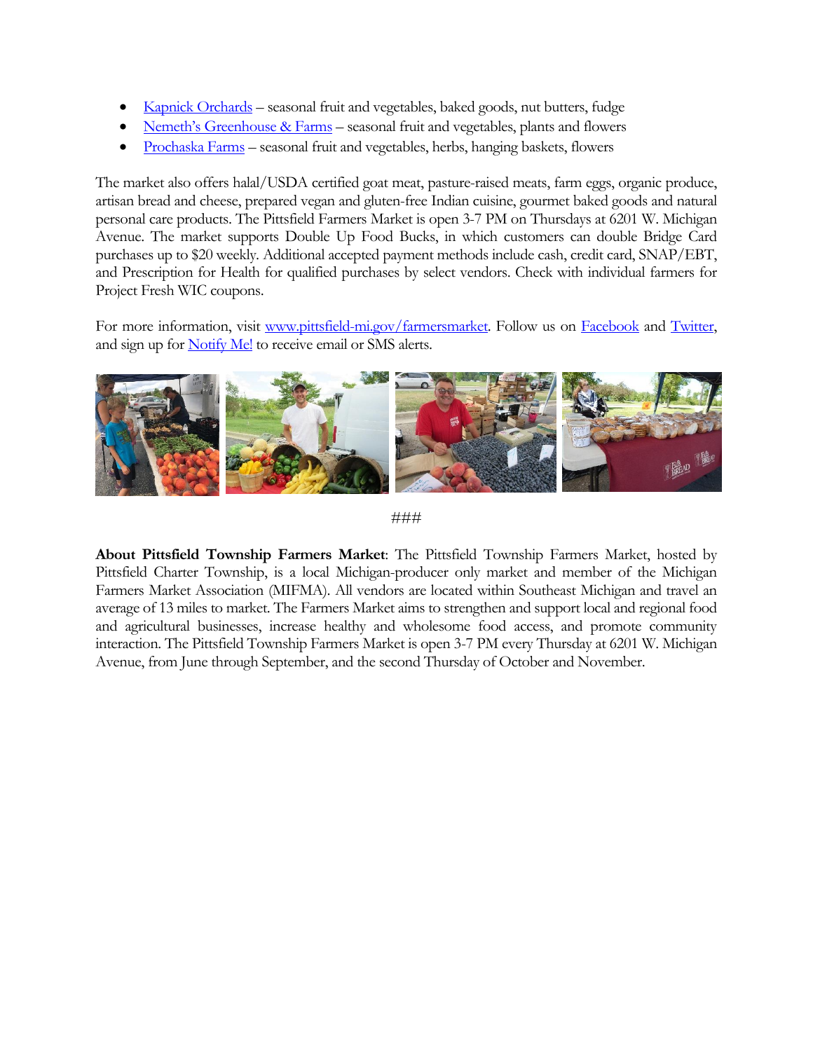- Kapnick Orchards – seasonal fruit and vegetables, baked goods, nut butters, fudge
- Nemeth's Greenhouse & Farms – seasonal fruit and vegetables, plants and flowers
- Prochaska Farms – seasonal fruit and vegetables, herbs, hanging baskets, flowers

The market also offers halal/USDA certified goat meat, pasture-raised meats, farm eggs, organic produce, artisan bread and cheese, prepared vegan and gluten-free Indian cuisine, gourmet baked goods and natural personal care products. The Pittsfield Farmers Market is open 3-7 PM on Thursdays at 6201 W. Michigan Avenue. The market supports Double Up Food Bucks, in which customers can double Bridge Card purchases up to $20 weekly. Additional accepted payment methods include cash, credit card, SNAP/EBT, and Prescription for Health for qualified purchases by select vendors. Check with individual farmers for Project Fresh WIC coupons.

For more information, visit www.pittsfield-mi.gov/farmersmarket. Follow us on Facebook and Twitter, and sign up for Notify Me! to receive email or SMS alerts.

###

**About Pittsfield Township Farmers Market**: The Pittsfield Township Farmers Market, hosted by Pittsfield Charter Township, is a local Michigan-producer only market and member of the Michigan Farmers Market Association (MIFMA). All vendors are located within Southeast Michigan and travel an average of 13 miles to market. The Farmers Market aims to strengthen and support local and regional food and agricultural businesses, increase healthy and wholesome food access, and promote community interaction. The Pittsfield Township Farmers Market is open 3-7 PM every Thursday at 6201 W. Michigan Avenue, from June through September, and the second Thursday of October and November.